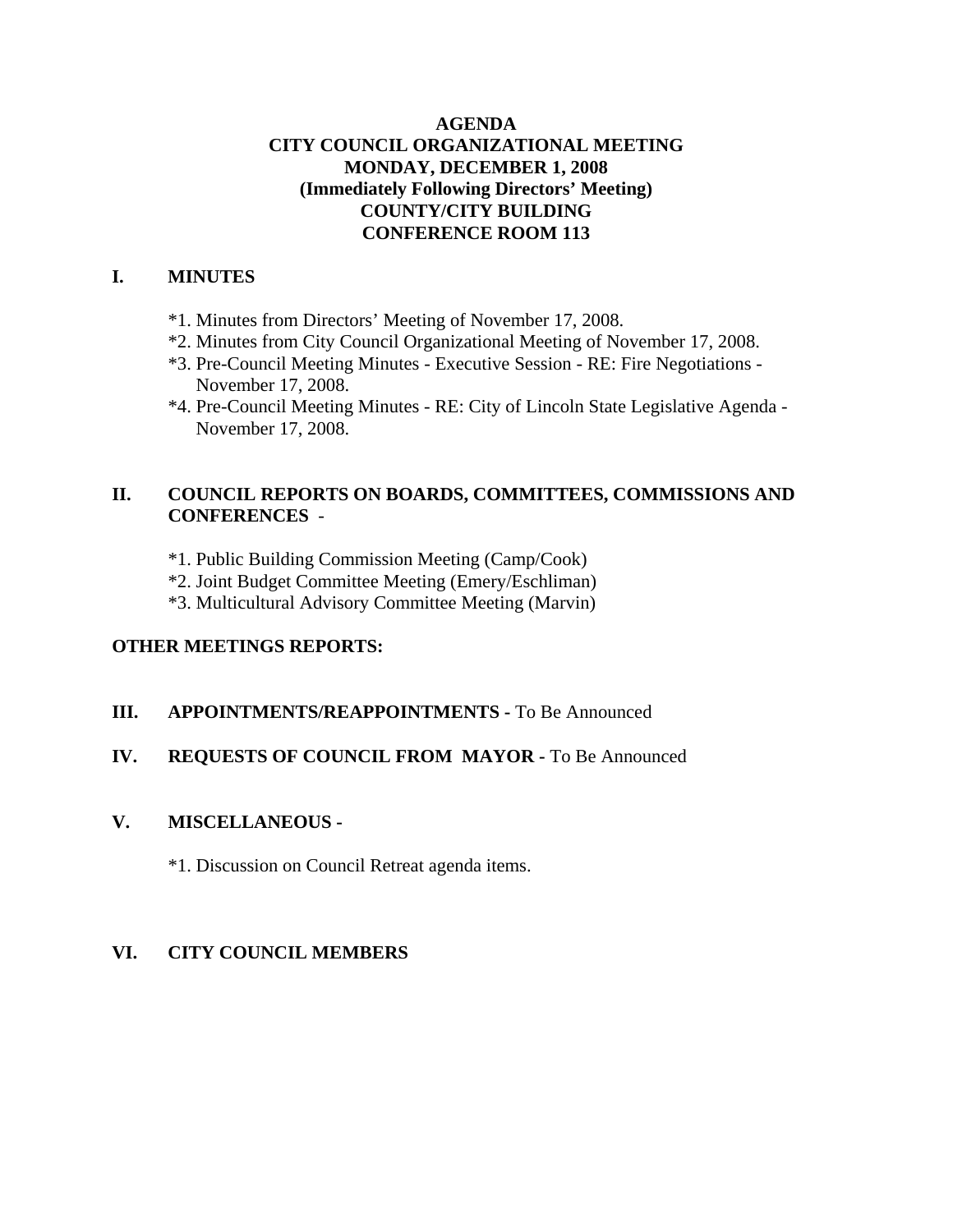# AGENDA
## CITY COUNCIL ORGANIZATIONAL MEETING
## MONDAY, DECEMBER 1, 2008
## (Immediately Following Directors' Meeting)
## COUNTY/CITY BUILDING
## CONFERENCE ROOM 113

## I. MINUTES

*1. Minutes from Directors' Meeting of November 17, 2008.
*2. Minutes from City Council Organizational Meeting of November 17, 2008.
*3. Pre-Council Meeting Minutes - Executive Session - RE: Fire Negotiations - November 17, 2008.
*4. Pre-Council Meeting Minutes - RE: City of Lincoln State Legislative Agenda - November 17, 2008.

## II. COUNCIL REPORTS ON BOARDS, COMMITTEES, COMMISSIONS AND CONFERENCES -

*1. Public Building Commission Meeting (Camp/Cook)
*2. Joint Budget Committee Meeting (Emery/Eschliman)
*3. Multicultural Advisory Committee Meeting (Marvin)

**OTHER MEETINGS REPORTS:**

## III. APPOINTMENTS/REAPPOINTMENTS - To Be Announced

## IV. REQUESTS OF COUNCIL FROM MAYOR - To Be Announced

## V. MISCELLANEOUS -

*1. Discussion on Council Retreat agenda items.

## VI. CITY COUNCIL MEMBERS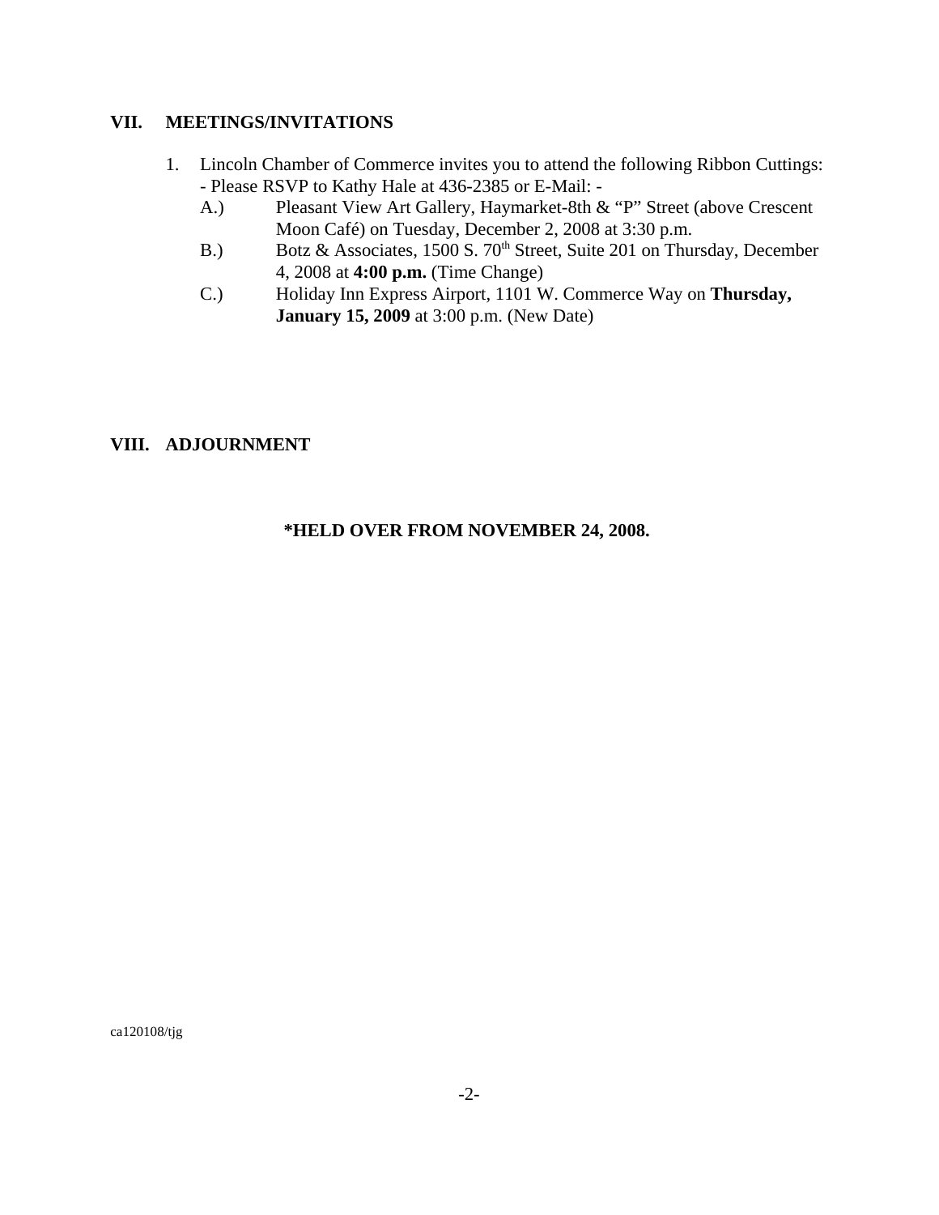## VII. MEETINGS/INVITATIONS

1. Lincoln Chamber of Commerce invites you to attend the following Ribbon Cuttings: - Please RSVP to Kathy Hale at 436-2385 or E-Mail: -
   - A.) Pleasant View Art Gallery, Haymarket-8th & "P" Street (above Crescent Moon Café) on Tuesday, December 2, 2008 at 3:30 p.m.
   - B.) Botz & Associates, 1500 S. 70th Street, Suite 201 on Thursday, December 4, 2008 at **4:00 p.m.** (Time Change)
   - C.) Holiday Inn Express Airport, 1101 W. Commerce Way on **Thursday, January 15, 2009** at 3:00 p.m. (New Date)

## VIII. ADJOURNMENT

**\*HELD OVER FROM NOVEMBER 24, 2008.**

ca120108/tjg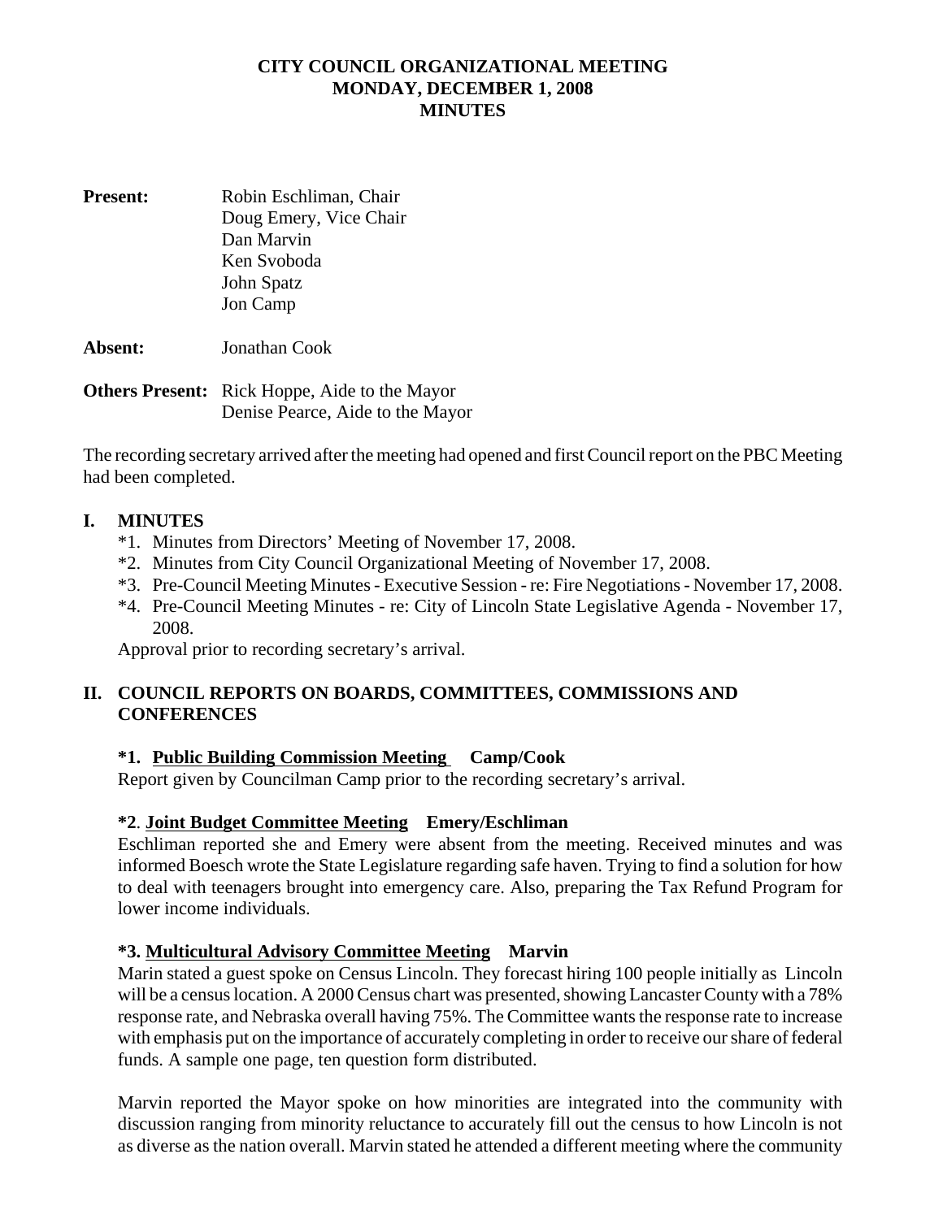**CITY COUNCIL ORGANIZATIONAL MEETING**
**MONDAY, DECEMBER 1, 2008**
**MINUTES**

**Present:** Robin Eschliman, Chair
Doug Emery, Vice Chair
Dan Marvin
Ken Svoboda
John Spatz
Jon Camp

**Absent:** Jonathan Cook

**Others Present:** Rick Hoppe, Aide to the Mayor
Denise Pearce, Aide to the Mayor

The recording secretary arrived after the meeting had opened and first Council report on the PBC Meeting had been completed.

## I. MINUTES

*1. Minutes from Directors' Meeting of November 17, 2008.
*2. Minutes from City Council Organizational Meeting of November 17, 2008.
*3. Pre-Council Meeting Minutes - Executive Session - re: Fire Negotiations - November 17, 2008.
*4. Pre-Council Meeting Minutes - re: City of Lincoln State Legislative Agenda - November 17, 2008.

Approval prior to recording secretary's arrival.

## II. COUNCIL REPORTS ON BOARDS, COMMITTEES, COMMISSIONS AND CONFERENCES

**\*1. Public Building Commission Meeting Camp/Cook**
Report given by Councilman Camp prior to the recording secretary's arrival.

**\*2. Joint Budget Committee Meeting Emery/Eschliman**
Eschliman reported she and Emery were absent from the meeting. Received minutes and was informed Boesch wrote the State Legislature regarding safe haven. Trying to find a solution for how to deal with teenagers brought into emergency care. Also, preparing the Tax Refund Program for lower income individuals.

**\*3. Multicultural Advisory Committee Meeting Marvin**
Marin stated a guest spoke on Census Lincoln. They forecast hiring 100 people initially as Lincoln will be a census location. A 2000 Census chart was presented, showing Lancaster County with a 78% response rate, and Nebraska overall having 75%. The Committee wants the response rate to increase with emphasis put on the importance of accurately completing in order to receive our share of federal funds. A sample one page, ten question form distributed.

Marvin reported the Mayor spoke on how minorities are integrated into the community with discussion ranging from minority reluctance to accurately fill out the census to how Lincoln is not as diverse as the nation overall. Marvin stated he attended a different meeting where the community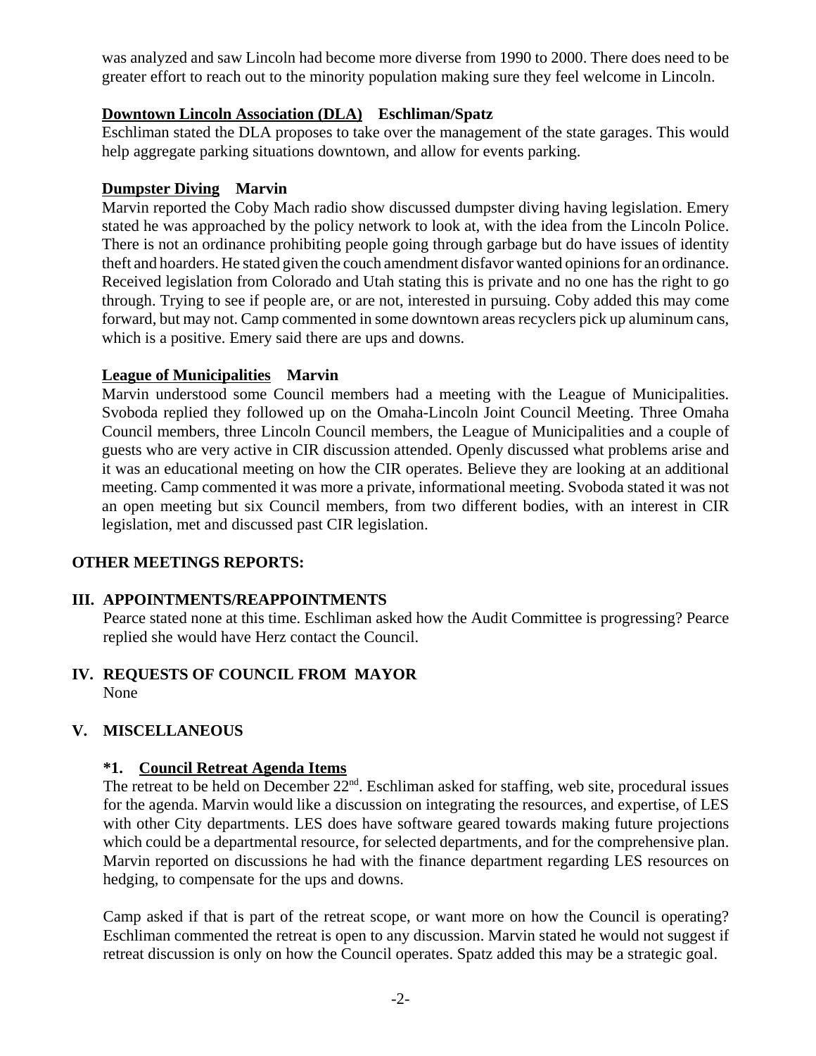was analyzed and saw Lincoln had become more diverse from 1990 to 2000. There does need to be greater effort to reach out to the minority population making sure they feel welcome in Lincoln.

**Downtown Lincoln Association (DLA) Eschliman/Spatz**

Eschliman stated the DLA proposes to take over the management of the state garages. This would help aggregate parking situations downtown, and allow for events parking.

**Dumpster Diving Marvin**

Marvin reported the Coby Mach radio show discussed dumpster diving having legislation. Emery stated he was approached by the policy network to look at, with the idea from the Lincoln Police. There is not an ordinance prohibiting people going through garbage but do have issues of identity theft and hoarders. He stated given the couch amendment disfavor wanted opinions for an ordinance. Received legislation from Colorado and Utah stating this is private and no one has the right to go through. Trying to see if people are, or are not, interested in pursuing. Coby added this may come forward, but may not. Camp commented in some downtown areas recyclers pick up aluminum cans, which is a positive. Emery said there are ups and downs.

**League of Municipalities Marvin**

Marvin understood some Council members had a meeting with the League of Municipalities. Svoboda replied they followed up on the Omaha-Lincoln Joint Council Meeting. Three Omaha Council members, three Lincoln Council members, the League of Municipalities and a couple of guests who are very active in CIR discussion attended. Openly discussed what problems arise and it was an educational meeting on how the CIR operates. Believe they are looking at an additional meeting. Camp commented it was more a private, informational meeting. Svoboda stated it was not an open meeting but six Council members, from two different bodies, with an interest in CIR legislation, met and discussed past CIR legislation.

**OTHER MEETINGS REPORTS:**

**III. APPOINTMENTS/REAPPOINTMENTS**

Pearce stated none at this time. Eschliman asked how the Audit Committee is progressing? Pearce replied she would have Herz contact the Council.

**IV. REQUESTS OF COUNCIL FROM MAYOR**

None

**V. MISCELLANEOUS**

**\*1. Council Retreat Agenda Items**

The retreat to be held on December 22nd. Eschliman asked for staffing, web site, procedural issues for the agenda. Marvin would like a discussion on integrating the resources, and expertise, of LES with other City departments. LES does have software geared towards making future projections which could be a departmental resource, for selected departments, and for the comprehensive plan. Marvin reported on discussions he had with the finance department regarding LES resources on hedging, to compensate for the ups and downs.

Camp asked if that is part of the retreat scope, or want more on how the Council is operating? Eschliman commented the retreat is open to any discussion. Marvin stated he would not suggest if retreat discussion is only on how the Council operates. Spatz added this may be a strategic goal.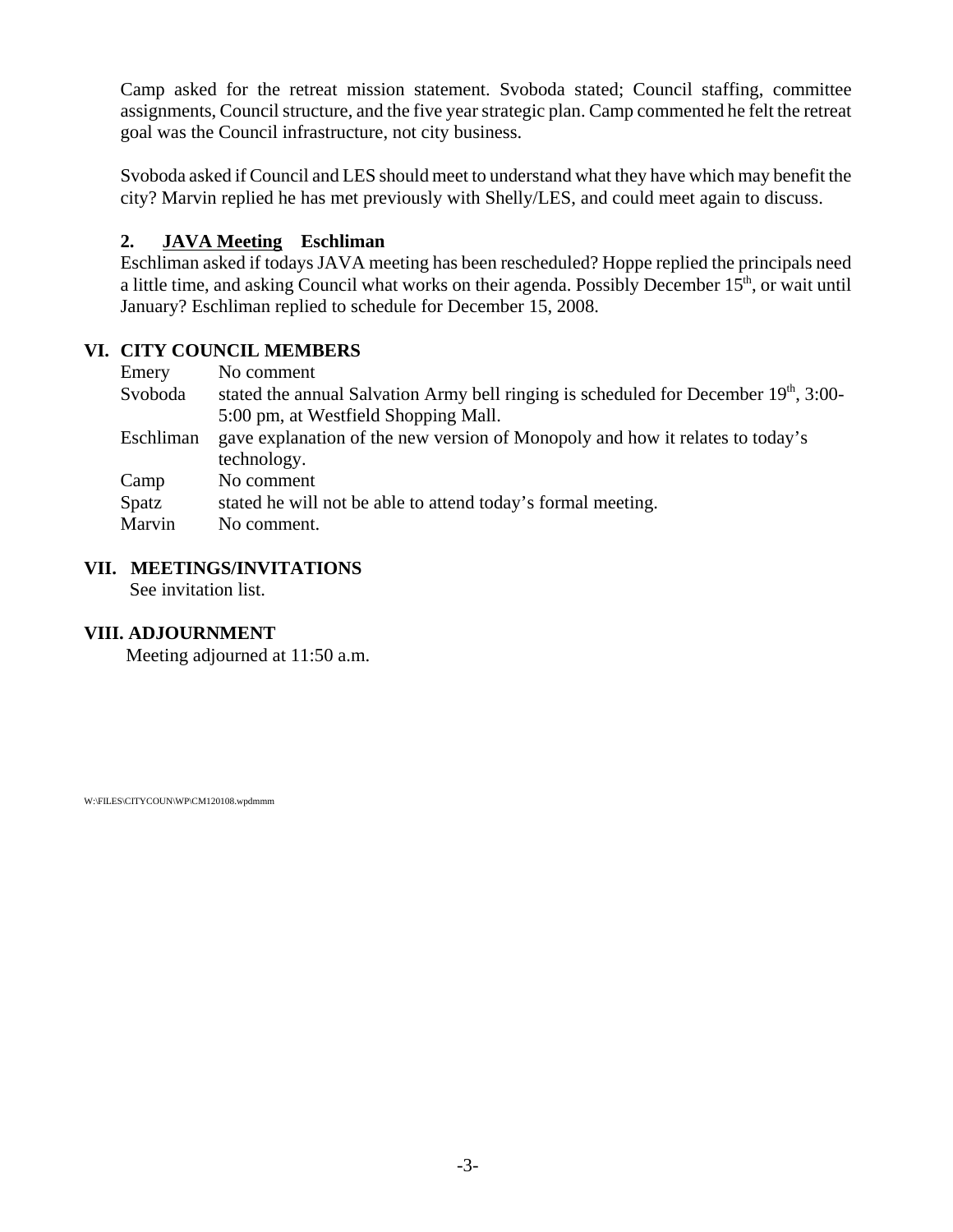Camp asked for the retreat mission statement. Svoboda stated; Council staffing, committee assignments, Council structure, and the five year strategic plan. Camp commented he felt the retreat goal was the Council infrastructure, not city business.

Svoboda asked if Council and LES should meet to understand what they have which may benefit the city? Marvin replied he has met previously with Shelly/LES, and could meet again to discuss.

**2. JAVA Meeting Eschliman**

Eschliman asked if todays JAVA meeting has been rescheduled? Hoppe replied the principals need a little time, and asking Council what works on their agenda. Possibly December 15th, or wait until January? Eschliman replied to schedule for December 15, 2008.

## VI. CITY COUNCIL MEMBERS

| | |
|---|---|
| Emery | No comment |
| Svoboda | stated the annual Salvation Army bell ringing is scheduled for December 19th, 3:00-5:00 pm, at Westfield Shopping Mall. |
| Eschliman | gave explanation of the new version of Monopoly and how it relates to today's technology. |
| Camp | No comment |
| Spatz | stated he will not be able to attend today's formal meeting. |
| Marvin | No comment. |

## VII. MEETINGS/INVITATIONS

See invitation list.

## VIII. ADJOURNMENT

Meeting adjourned at 11:50 a.m.

W:\FILES\CITYCOUN\WP\CM120108.wpdmmm